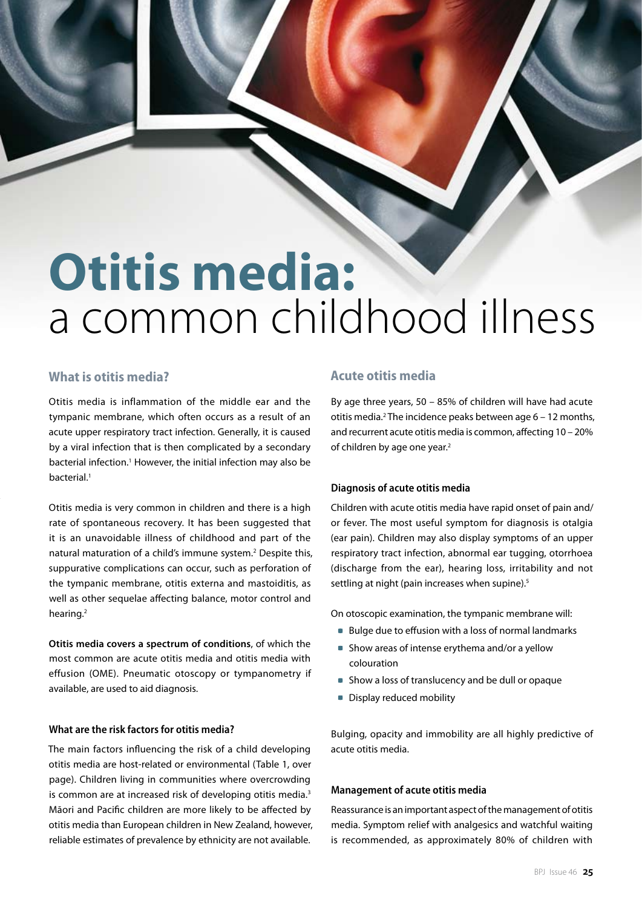# Otitis media: a common childhood illness

## What is otitis media?

Otitis media is inflammation of the middle ear and the tympanic membrane, which often occurs as a result of an acute upper respiratory tract infection. Generally, it is caused by a viral infection that is then complicated by a secondary bacterial infection.[1] However, the initial infection may also be bacterial.[1]

Otitis media is very common in children and there is a high rate of spontaneous recovery. It has been suggested that it is an unavoidable illness of childhood and part of the natural maturation of a child's immune system.[2] Despite this, suppurative complications can occur, such as perforation of the tympanic membrane, otitis externa and mastoiditis, as well as other sequelae affecting balance, motor control and hearing.[2]

**Otitis media covers a spectrum of conditions**, of which the most common are acute otitis media and otitis media with effusion (OME). Pneumatic otoscopy or tympanometry if available, are used to aid diagnosis.

### What are the risk factors for otitis media?

The main factors influencing the risk of a child developing otitis media are host-related or environmental (Table 1, over page). Children living in communities where overcrowding is common are at increased risk of developing otitis media.[3] Māori and Pacific children are more likely to be affected by otitis media than European children in New Zealand, however, reliable estimates of prevalence by ethnicity are not available.

## Acute otitis media

By age three years, 50 – 85% of children will have had acute otitis media.[2] The incidence peaks between age 6 – 12 months, and recurrent acute otitis media is common, affecting 10 – 20% of children by age one year.[2]

### Diagnosis of acute otitis media

Children with acute otitis media have rapid onset of pain and/or fever. The most useful symptom for diagnosis is otalgia (ear pain). Children may also display symptoms of an upper respiratory tract infection, abnormal ear tugging, otorrhoea (discharge from the ear), hearing loss, irritability and not settling at night (pain increases when supine).[5]

On otoscopic examination, the tympanic membrane will:

- Bulge due to effusion with a loss of normal landmarks
- Show areas of intense erythema and/or a yellow colouration
- Show a loss of translucency and be dull or opaque
- Display reduced mobility

Bulging, opacity and immobility are all highly predictive of acute otitis media.

### Management of acute otitis media

Reassurance is an important aspect of the management of otitis media. Symptom relief with analgesics and watchful waiting is recommended, as approximately 80% of children with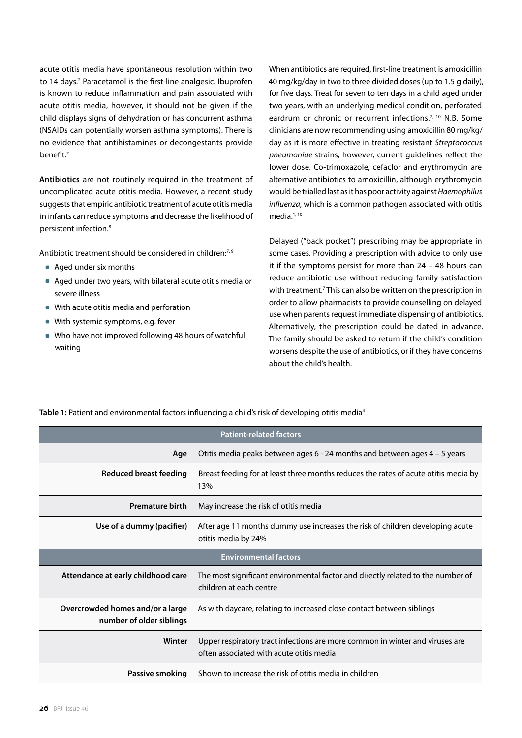acute otitis media have spontaneous resolution within two to 14 days.[2] Paracetamol is the first-line analgesic. Ibuprofen is known to reduce inflammation and pain associated with acute otitis media, however, it should not be given if the child displays signs of dehydration or has concurrent asthma (NSAIDs can potentially worsen asthma symptoms). There is no evidence that antihistamines or decongestants provide benefit.[7]

**Antibiotics** are not routinely required in the treatment of uncomplicated acute otitis media. However, a recent study suggests that empiric antibiotic treatment of acute otitis media in infants can reduce symptoms and decrease the likelihood of persistent infection.[8]

Antibiotic treatment should be considered in children:[7, 9]

- Aged under six months
- Aged under two years, with bilateral acute otitis media or severe illness
- With acute otitis media and perforation
- With systemic symptoms, e.g. fever
- Who have not improved following 48 hours of watchful waiting

When antibiotics are required, first-line treatment is amoxicillin 40 mg/kg/day in two to three divided doses (up to 1.5 g daily), for five days. Treat for seven to ten days in a child aged under two years, with an underlying medical condition, perforated eardrum or chronic or recurrent infections.[7, 10] N.B. Some clinicians are now recommending using amoxicillin 80 mg/kg/day as it is more effective in treating resistant *Streptococcus pneumoniae* strains, however, current guidelines reflect the lower dose. Co-trimoxazole, cefaclor and erythromycin are alternative antibiotics to amoxicillin, although erythromycin would be trialled last as it has poor activity against *Haemophilus influenza*, which is a common pathogen associated with otitis media.[1, 10]

Delayed ("back pocket") prescribing may be appropriate in some cases. Providing a prescription with advice to only use it if the symptoms persist for more than 24 – 48 hours can reduce antibiotic use without reducing family satisfaction with treatment.[7] This can also be written on the prescription in order to allow pharmacists to provide counselling on delayed use when parents request immediate dispensing of antibiotics. Alternatively, the prescription could be dated in advance. The family should be asked to return if the child's condition worsens despite the use of antibiotics, or if they have concerns about the child's health.

**Table 1:** Patient and environmental factors influencing a child's risk of developing otitis media[4]

| | |
|---|---|
| **Patient-related factors** | |
| **Age** | Otitis media peaks between ages 6 - 24 months and between ages 4 – 5 years |
| **Reduced breast feeding** | Breast feeding for at least three months reduces the rates of acute otitis media by 13% |
| **Premature birth** | May increase the risk of otitis media |
| **Use of a dummy (pacifier)** | After age 11 months dummy use increases the risk of children developing acute otitis media by 24% |
| **Environmental factors** | |
| **Attendance at early childhood care** | The most significant environmental factor and directly related to the number of children at each centre |
| **Overcrowded homes and/or a large number of older siblings** | As with daycare, relating to increased close contact between siblings |
| **Winter** | Upper respiratory tract infections are more common in winter and viruses are often associated with acute otitis media |
| **Passive smoking** | Shown to increase the risk of otitis media in children |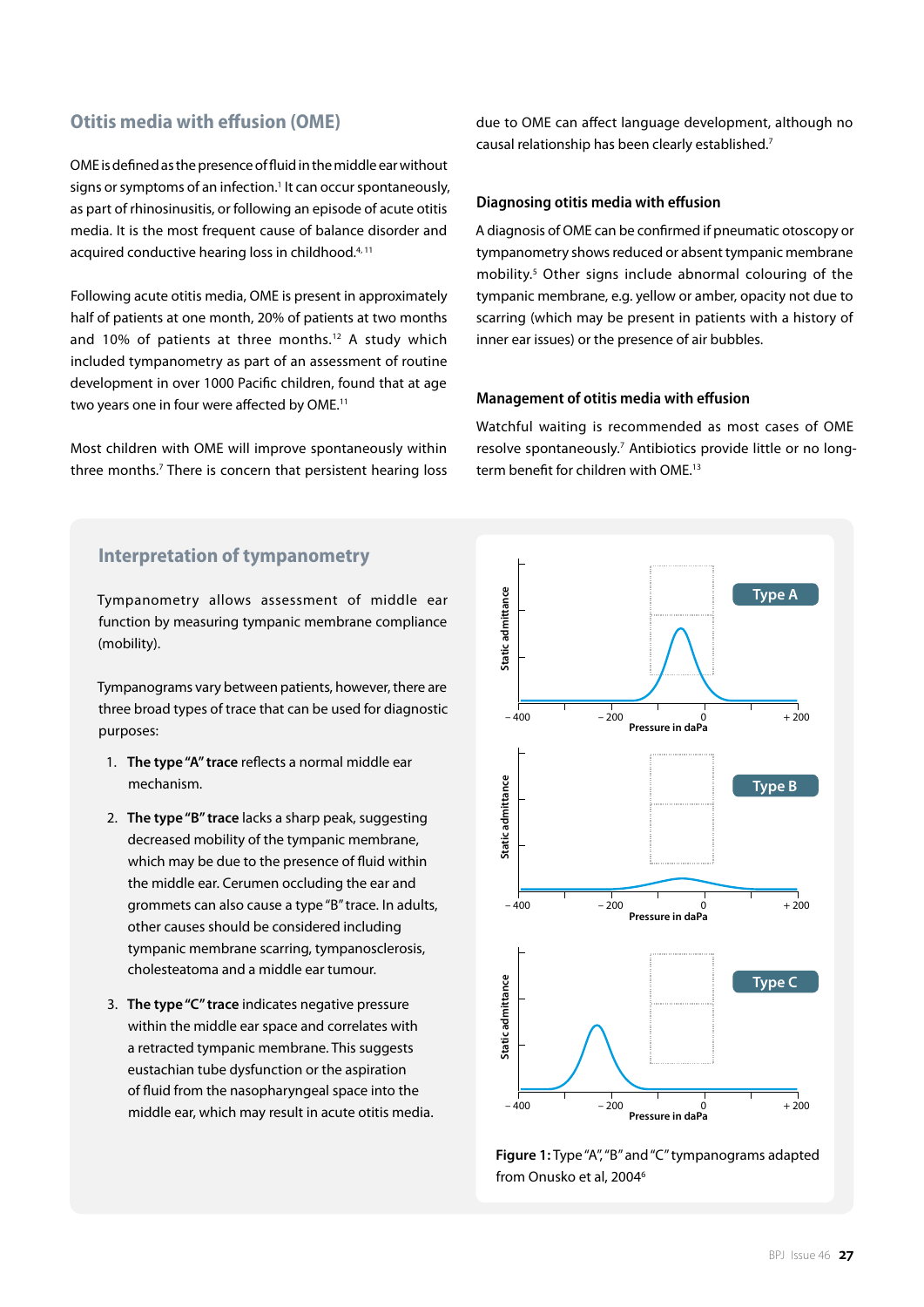## Otitis media with effusion (OME)

OME is defined as the presence of fluid in the middle ear without signs or symptoms of an infection.[1] It can occur spontaneously, as part of rhinosinusitis, or following an episode of acute otitis media. It is the most frequent cause of balance disorder and acquired conductive hearing loss in childhood.[4, 11]

Following acute otitis media, OME is present in approximately half of patients at one month, 20% of patients at two months and 10% of patients at three months.[12] A study which included tympanometry as part of an assessment of routine development in over 1000 Pacific children, found that at age two years one in four were affected by OME.[11]

Most children with OME will improve spontaneously within three months.[7] There is concern that persistent hearing loss due to OME can affect language development, although no causal relationship has been clearly established.[7]

### Diagnosing otitis media with effusion

A diagnosis of OME can be confirmed if pneumatic otoscopy or tympanometry shows reduced or absent tympanic membrane mobility.[5] Other signs include abnormal colouring of the tympanic membrane, e.g. yellow or amber, opacity not due to scarring (which may be present in patients with a history of inner ear issues) or the presence of air bubbles.

### Management of otitis media with effusion

Watchful waiting is recommended as most cases of OME resolve spontaneously.[7] Antibiotics provide little or no long-term benefit for children with OME.[13]

## Interpretation of tympanometry

Tympanometry allows assessment of middle ear function by measuring tympanic membrane compliance (mobility).

Tympanograms vary between patients, however, there are three broad types of trace that can be used for diagnostic purposes:

1. **The type "A" trace** reflects a normal middle ear mechanism.
2. **The type "B" trace** lacks a sharp peak, suggesting decreased mobility of the tympanic membrane, which may be due to the presence of fluid within the middle ear. Cerumen occluding the ear and grommets can also cause a type "B" trace. In adults, other causes should be considered including tympanic membrane scarring, tympanosclerosis, cholesteatoma and a middle ear tumour.
3. **The type "C" trace** indicates negative pressure within the middle ear space and correlates with a retracted tympanic membrane. This suggests eustachian tube dysfunction or the aspiration of fluid from the nasopharyngeal space into the middle ear, which may result in acute otitis media.

**Figure 1:** Type "A", "B" and "C" tympanograms adapted from Onusko et al, 2004[6]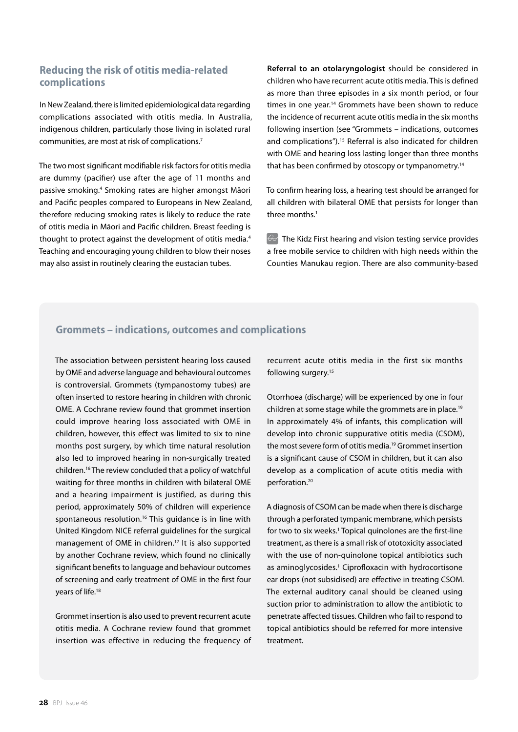## Reducing the risk of otitis media-related complications

In New Zealand, there is limited epidemiological data regarding complications associated with otitis media. In Australia, indigenous children, particularly those living in isolated rural communities, are most at risk of complications.[7]

The two most significant modifiable risk factors for otitis media are dummy (pacifier) use after the age of 11 months and passive smoking.[4] Smoking rates are higher amongst Māori and Pacific peoples compared to Europeans in New Zealand, therefore reducing smoking rates is likely to reduce the rate of otitis media in Māori and Pacific children. Breast feeding is thought to protect against the development of otitis media.[4] Teaching and encouraging young children to blow their noses may also assist in routinely clearing the eustacian tubes.

**Referral to an otolaryngologist** should be considered in children who have recurrent acute otitis media. This is defined as more than three episodes in a six month period, or four times in one year.[14] Grommets have been shown to reduce the incidence of recurrent acute otitis media in the six months following insertion (see "Grommets – indications, outcomes and complications").[15] Referral is also indicated for children with OME and hearing loss lasting longer than three months that has been confirmed by otoscopy or tympanometry.[14]

To confirm hearing loss, a hearing test should be arranged for all children with bilateral OME that persists for longer than three months.[1]

The Kidz First hearing and vision testing service provides a free mobile service to children with high needs within the Counties Manukau region. There are also community-based

## Grommets – indications, outcomes and complications

The association between persistent hearing loss caused by OME and adverse language and behavioural outcomes is controversial. Grommets (tympanostomy tubes) are often inserted to restore hearing in children with chronic OME. A Cochrane review found that grommet insertion could improve hearing loss associated with OME in children, however, this effect was limited to six to nine months post surgery, by which time natural resolution also led to improved hearing in non-surgically treated children.[16] The review concluded that a policy of watchful waiting for three months in children with bilateral OME and a hearing impairment is justified, as during this period, approximately 50% of children will experience spontaneous resolution.[16] This guidance is in line with United Kingdom NICE referral guidelines for the surgical management of OME in children.[17] It is also supported by another Cochrane review, which found no clinically significant benefits to language and behaviour outcomes of screening and early treatment of OME in the first four years of life.[18]

Grommet insertion is also used to prevent recurrent acute otitis media. A Cochrane review found that grommet insertion was effective in reducing the frequency of recurrent acute otitis media in the first six months following surgery.[15]

Otorrhoea (discharge) will be experienced by one in four children at some stage while the grommets are in place.[19] In approximately 4% of infants, this complication will develop into chronic suppurative otitis media (CSOM), the most severe form of otitis media.[19] Grommet insertion is a significant cause of CSOM in children, but it can also develop as a complication of acute otitis media with perforation.[20]

A diagnosis of CSOM can be made when there is discharge through a perforated tympanic membrane, which persists for two to six weeks.[1] Topical quinolones are the first-line treatment, as there is a small risk of ototoxicity associated with the use of non-quinolone topical antibiotics such as aminoglycosides.[1] Ciprofloxacin with hydrocortisone ear drops (not subsidised) are effective in treating CSOM. The external auditory canal should be cleaned using suction prior to administration to allow the antibiotic to penetrate affected tissues. Children who fail to respond to topical antibiotics should be referred for more intensive treatment.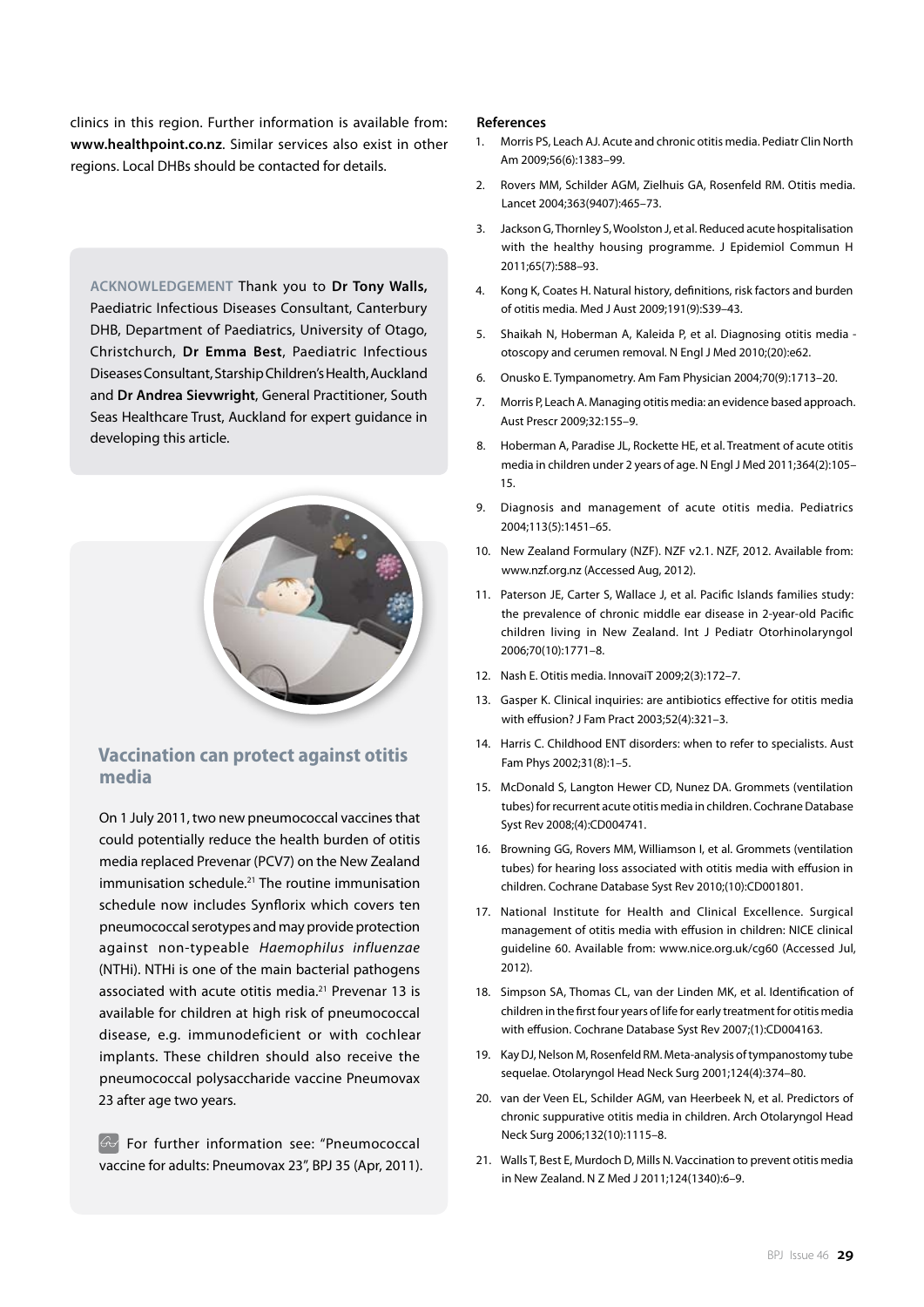clinics in this region. Further information is available from: **www.healthpoint.co.nz**. Similar services also exist in other regions. Local DHBs should be contacted for details.

**ACKNOWLEDGEMENT** Thank you to **Dr Tony Walls,** Paediatric Infectious Diseases Consultant, Canterbury DHB, Department of Paediatrics, University of Otago, Christchurch, **Dr Emma Best**, Paediatric Infectious Diseases Consultant, Starship Children's Health, Auckland and **Dr Andrea Sievwright**, General Practitioner, South Seas Healthcare Trust, Auckland for expert guidance in developing this article.

## Vaccination can protect against otitis media

On 1 July 2011, two new pneumococcal vaccines that could potentially reduce the health burden of otitis media replaced Prevenar (PCV7) on the New Zealand immunisation schedule.[21] The routine immunisation schedule now includes Synflorix which covers ten pneumococcal serotypes and may provide protection against non-typeable *Haemophilus influenzae* (NTHi). NTHi is one of the main bacterial pathogens associated with acute otitis media.[21] Prevenar 13 is available for children at high risk of pneumococcal disease, e.g. immunodeficient or with cochlear implants. These children should also receive the pneumococcal polysaccharide vaccine Pneumovax 23 after age two years.

For further information see: "Pneumococcal vaccine for adults: Pneumovax 23", BPJ 35 (Apr, 2011).

### References

1. Morris PS, Leach AJ. Acute and chronic otitis media. Pediatr Clin North Am 2009;56(6):1383–99.
2. Rovers MM, Schilder AGM, Zielhuis GA, Rosenfeld RM. Otitis media. Lancet 2004;363(9407):465–73.
3. Jackson G, Thornley S, Woolston J, et al. Reduced acute hospitalisation with the healthy housing programme. J Epidemiol Commun H 2011;65(7):588–93.
4. Kong K, Coates H. Natural history, definitions, risk factors and burden of otitis media. Med J Aust 2009;191(9):S39–43.
5. Shaikh N, Hoberman A, Kaleida P, et al. Diagnosing otitis media - otoscopy and cerumen removal. N Engl J Med 2010;(20):e62.
6. Onusko E. Tympanometry. Am Fam Physician 2004;70(9):1713–20.
7. Morris P, Leach A. Managing otitis media: an evidence based approach. Aust Prescr 2009;32:155–9.
8. Hoberman A, Paradise JL, Rockette HE, et al. Treatment of acute otitis media in children under 2 years of age. N Engl J Med 2011;364(2):105–15.
9. Diagnosis and management of acute otitis media. Pediatrics 2004;113(5):1451–65.
10. New Zealand Formulary (NZF). NZF v2.1. NZF, 2012. Available from: www.nzf.org.nz (Accessed Aug, 2012).
11. Paterson JE, Carter S, Wallace J, et al. Pacific Islands families study: the prevalence of chronic middle ear disease in 2-year-old Pacific children living in New Zealand. Int J Pediatr Otorhinolaryngol 2006;70(10):1771–8.
12. Nash E. Otitis media. InnovaiT 2009;2(3):172–7.
13. Gasper K. Clinical inquiries: are antibiotics effective for otitis media with effusion? J Fam Pract 2003;52(4):321–3.
14. Harris C. Childhood ENT disorders: when to refer to specialists. Aust Fam Phys 2002;31(8):1–5.
15. McDonald S, Langton Hewer CD, Nunez DA. Grommets (ventilation tubes) for recurrent acute otitis media in children. Cochrane Database Syst Rev 2008;(4):CD004741.
16. Browning GG, Rovers MM, Williamson I, et al. Grommets (ventilation tubes) for hearing loss associated with otitis media with effusion in children. Cochrane Database Syst Rev 2010;(10):CD001801.
17. National Institute for Health and Clinical Excellence. Surgical management of otitis media with effusion in children: NICE clinical guideline 60. Available from: www.nice.org.uk/cg60 (Accessed Jul, 2012).
18. Simpson SA, Thomas CL, van der Linden MK, et al. Identification of children in the first four years of life for early treatment for otitis media with effusion. Cochrane Database Syst Rev 2007;(1):CD004163.
19. Kay DJ, Nelson M, Rosenfeld RM. Meta-analysis of tympanostomy tube sequelae. Otolaryngol Head Neck Surg 2001;124(4):374–80.
20. van der Veen EL, Schilder AGM, van Heerbeek N, et al. Predictors of chronic suppurative otitis media in children. Arch Otolaryngol Head Neck Surg 2006;132(10):1115–8.
21. Walls T, Best E, Murdoch D, Mills N. Vaccination to prevent otitis media in New Zealand. N Z Med J 2011;124(1340):6–9.